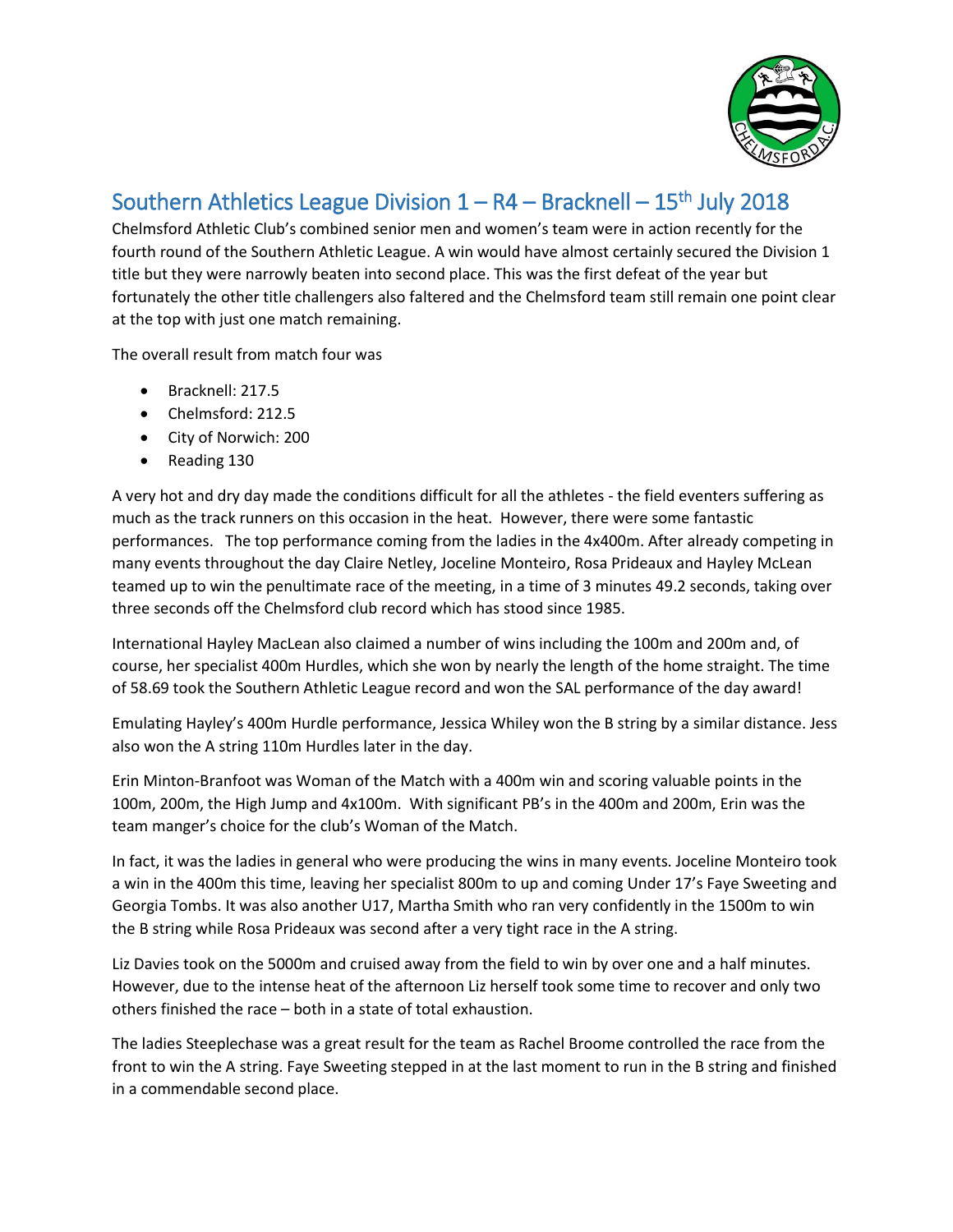# Southern Athletics League Division 1 – R4 – Bracknell – 15th July 2018

Chelmsford Athletic Club's combined senior men and women's team were in action recently for the fourth round of the Southern Athletic League. A win would have almost certainly secured the Division 1 title but they were narrowly beaten into second place. This was the first defeat of the year but fortunately the other title challengers also faltered and the Chelmsford team still remain one point clear at the top with just one match remaining.

The overall result from match four was

- Bracknell: 217.5
- Chelmsford: 212.5
- City of Norwich: 200
- Reading 130

A very hot and dry day made the conditions difficult for all the athletes - the field eventers suffering as much as the track runners on this occasion in the heat. However, there were some fantastic performances. The top performance coming from the ladies in the 4x400m. After already competing in many events throughout the day Claire Netley, Joceline Monteiro, Rosa Prideaux and Hayley McLean teamed up to win the penultimate race of the meeting, in a time of 3 minutes 49.2 seconds, taking over three seconds off the Chelmsford club record which has stood since 1985.

International Hayley MacLean also claimed a number of wins including the 100m and 200m and, of course, her specialist 400m Hurdles, which she won by nearly the length of the home straight. The time of 58.69 took the Southern Athletic League record and won the SAL performance of the day award!

Emulating Hayley's 400m Hurdle performance, Jessica Whiley won the B string by a similar distance. Jess also won the A string 110m Hurdles later in the day.

Erin Minton-Branfoot was Woman of the Match with a 400m win and scoring valuable points in the 100m, 200m, the High Jump and 4x100m. With significant PB's in the 400m and 200m, Erin was the team manger's choice for the club's Woman of the Match.

In fact, it was the ladies in general who were producing the wins in many events. Joceline Monteiro took a win in the 400m this time, leaving her specialist 800m to up and coming Under 17's Faye Sweeting and Georgia Tombs. It was also another U17, Martha Smith who ran very confidently in the 1500m to win the B string while Rosa Prideaux was second after a very tight race in the A string.

Liz Davies took on the 5000m and cruised away from the field to win by over one and a half minutes. However, due to the intense heat of the afternoon Liz herself took some time to recover and only two others finished the race – both in a state of total exhaustion.

The ladies Steeplechase was a great result for the team as Rachel Broome controlled the race from the front to win the A string. Faye Sweeting stepped in at the last moment to run in the B string and finished in a commendable second place.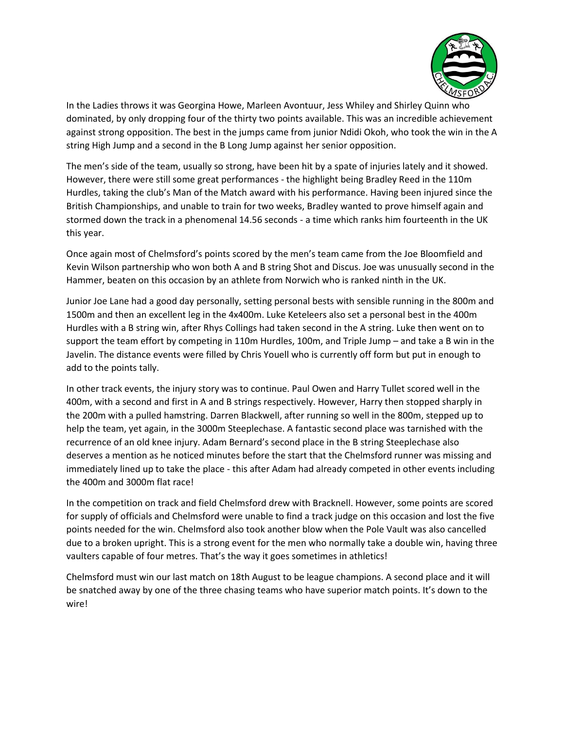In the Ladies throws it was Georgina Howe, Marleen Avontuur, Jess Whiley and Shirley Quinn who dominated, by only dropping four of the thirty two points available. This was an incredible achievement against strong opposition. The best in the jumps came from junior Ndidi Okoh, who took the win in the A string High Jump and a second in the B Long Jump against her senior opposition.

The men's side of the team, usually so strong, have been hit by a spate of injuries lately and it showed. However, there were still some great performances - the highlight being Bradley Reed in the 110m Hurdles, taking the club's Man of the Match award with his performance. Having been injured since the British Championships, and unable to train for two weeks, Bradley wanted to prove himself again and stormed down the track in a phenomenal 14.56 seconds - a time which ranks him fourteenth in the UK this year.

Once again most of Chelmsford's points scored by the men's team came from the Joe Bloomfield and Kevin Wilson partnership who won both A and B string Shot and Discus. Joe was unusually second in the Hammer, beaten on this occasion by an athlete from Norwich who is ranked ninth in the UK.

Junior Joe Lane had a good day personally, setting personal bests with sensible running in the 800m and 1500m and then an excellent leg in the 4x400m. Luke Keteleers also set a personal best in the 400m Hurdles with a B string win, after Rhys Collings had taken second in the A string. Luke then went on to support the team effort by competing in 110m Hurdles, 100m, and Triple Jump – and take a B win in the Javelin. The distance events were filled by Chris Youell who is currently off form but put in enough to add to the points tally.

In other track events, the injury story was to continue. Paul Owen and Harry Tullet scored well in the 400m, with a second and first in A and B strings respectively. However, Harry then stopped sharply in the 200m with a pulled hamstring. Darren Blackwell, after running so well in the 800m, stepped up to help the team, yet again, in the 3000m Steeplechase. A fantastic second place was tarnished with the recurrence of an old knee injury. Adam Bernard's second place in the B string Steeplechase also deserves a mention as he noticed minutes before the start that the Chelmsford runner was missing and immediately lined up to take the place - this after Adam had already competed in other events including the 400m and 3000m flat race!

In the competition on track and field Chelmsford drew with Bracknell. However, some points are scored for supply of officials and Chelmsford were unable to find a track judge on this occasion and lost the five points needed for the win. Chelmsford also took another blow when the Pole Vault was also cancelled due to a broken upright. This is a strong event for the men who normally take a double win, having three vaulters capable of four metres. That's the way it goes sometimes in athletics!

Chelmsford must win our last match on 18th August to be league champions. A second place and it will be snatched away by one of the three chasing teams who have superior match points. It's down to the wire!